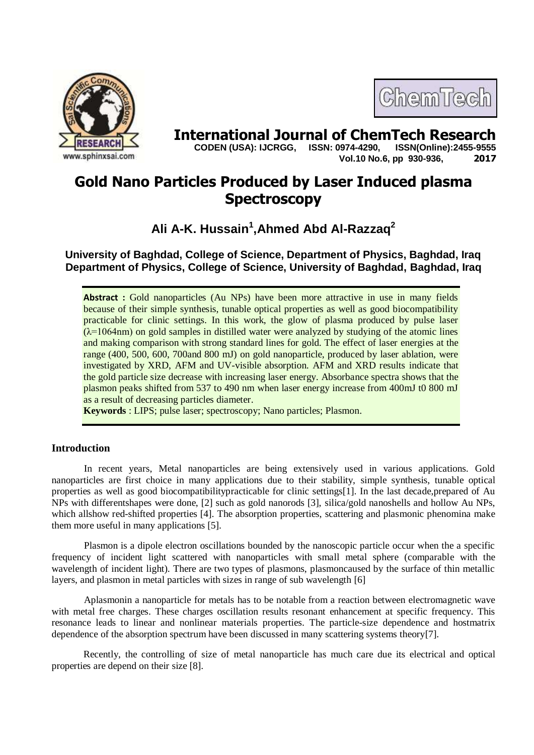# International Journal of ChemTech Research

**CODEN (USA): IJCRGG, ISSN: 0974-4290, ISSN(Online):2455-9555**
**Vol.10 No.6, pp 930-936, 2017**

# Gold Nano Particles Produced by Laser Induced plasma Spectroscopy

## Ali A-K. Hussain[1],Ahmed Abd Al-Razzaq[2]

**University of Baghdad, College of Science, Department of Physics, Baghdad, Iraq**
**Department of Physics, College of Science, University of Baghdad, Baghdad, Iraq**

**Abstract :** Gold nanoparticles (Au NPs) have been more attractive in use in many fields because of their simple synthesis, tunable optical properties as well as good biocompatibility practicable for clinic settings. In this work, the glow of plasma produced by pulse laser ($\lambda$=1064nm) on gold samples in distilled water were analyzed by studying of the atomic lines and making comparison with strong standard lines for gold. The effect of laser energies at the range (400, 500, 600, 700and 800 mJ) on gold nanoparticle, produced by laser ablation, were investigated by XRD, AFM and UV-visible absorption. AFM and XRD results indicate that the gold particle size decrease with increasing laser energy. Absorbance spectra shows that the plasmon peaks shifted from 537 to 490 nm when laser energy increase from 400mJ t0 800 mJ as a result of decreasing particles diameter.

**Keywords** : LIPS; pulse laser; spectroscopy; Nano particles; Plasmon.

## Introduction

In recent years, Metal nanoparticles are being extensively used in various applications. Gold nanoparticles are first choice in many applications due to their stability, simple synthesis, tunable optical properties as well as good biocompatibilitypracticable for clinic settings[1]. In the last decade,prepared of Au NPs with differentshapes were done, [2] such as gold nanorods [3], silica/gold nanoshells and hollow Au NPs, which allshow red-shifted properties [4]. The absorption properties, scattering and plasmonic phenomina make them more useful in many applications [5].

Plasmon is a dipole electron oscillations bounded by the nanoscopic particle occur when the a specific frequency of incident light scattered with nanoparticles with small metal sphere (comparable with the wavelength of incident light). There are two types of plasmons, plasmoncaused by the surface of thin metallic layers, and plasmon in metal particles with sizes in range of sub wavelength [6]

Aplasmonin a nanoparticle for metals has to be notable from a reaction between electromagnetic wave with metal free charges. These charges oscillation results resonant enhancement at specific frequency. This resonance leads to linear and nonlinear materials properties. The particle-size dependence and hostmatrix dependence of the absorption spectrum have been discussed in many scattering systems theory[7].

Recently, the controlling of size of metal nanoparticle has much care due its electrical and optical properties are depend on their size [8].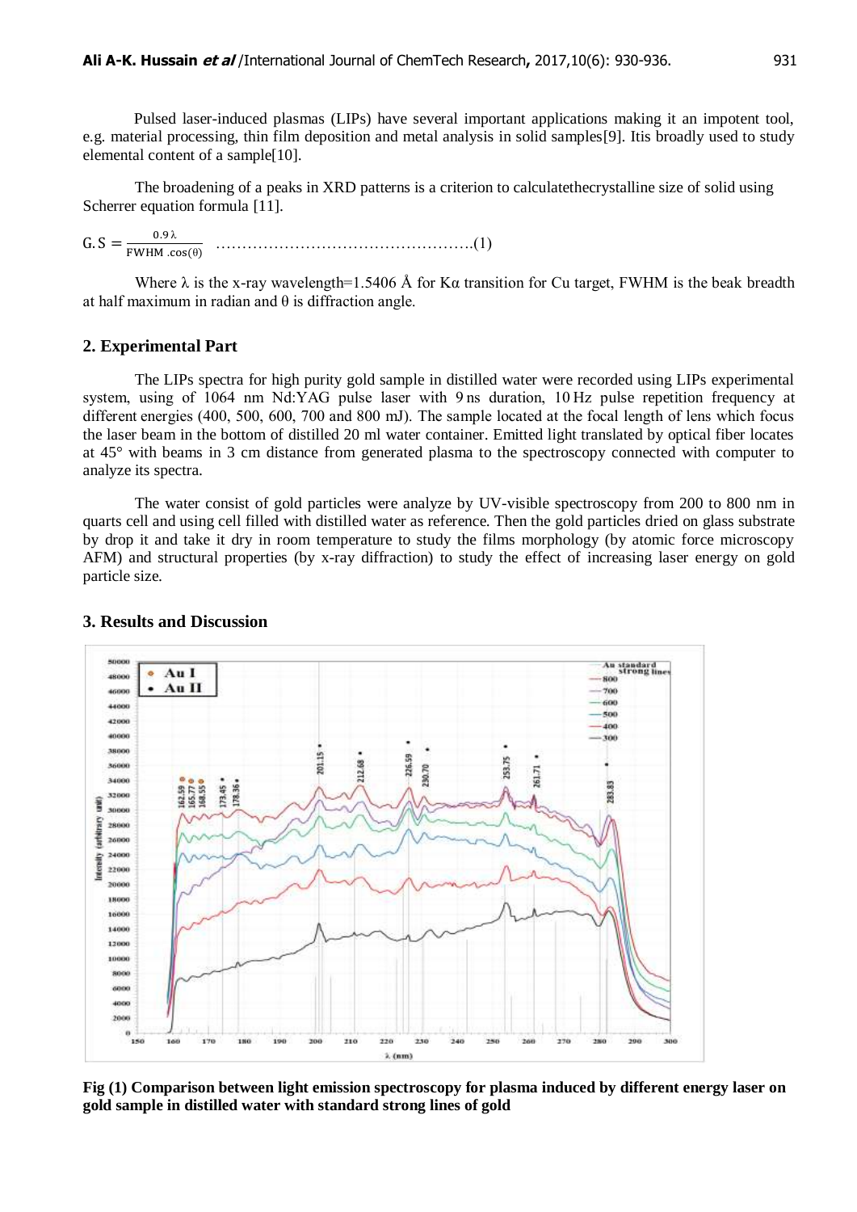Pulsed laser-induced plasmas (LIPs) have several important applications making it an impotent tool, e.g. material processing, thin film deposition and metal analysis in solid samples[9]. Itis broadly used to study elemental content of a sample[10].

The broadening of a peaks in XRD patterns is a criterion to calculatethecrystalline size of solid using Scherrer equation formula [11].

$$G.S = \frac{0.9\lambda}{FWHM \cdot \cos(\theta)} \quad \ldots\ldots\ldots\ldots\ldots\ldots\ldots\ldots\ldots\ldots\ldots\ldots\ldots\ldots\ldots(1)$$

Where λ is the x-ray wavelength=1.5406 Å for Kα transition for Cu target, FWHM is the beak breadth at half maximum in radian and θ is diffraction angle.

## 2. Experimental Part

The LIPs spectra for high purity gold sample in distilled water were recorded using LIPs experimental system, using of 1064 nm Nd:YAG pulse laser with 9 ns duration, 10 Hz pulse repetition frequency at different energies (400, 500, 600, 700 and 800 mJ). The sample located at the focal length of lens which focus the laser beam in the bottom of distilled 20 ml water container. Emitted light translated by optical fiber locates at 45° with beams in 3 cm distance from generated plasma to the spectroscopy connected with computer to analyze its spectra.

The water consist of gold particles were analyze by UV-visible spectroscopy from 200 to 800 nm in quarts cell and using cell filled with distilled water as reference. Then the gold particles dried on glass substrate by drop it and take it dry in room temperature to study the films morphology (by atomic force microscopy AFM) and structural properties (by x-ray diffraction) to study the effect of increasing laser energy on gold particle size.

## 3. Results and Discussion

**Fig (1) Comparison between light emission spectroscopy for plasma induced by different energy laser on gold sample in distilled water with standard strong lines of gold**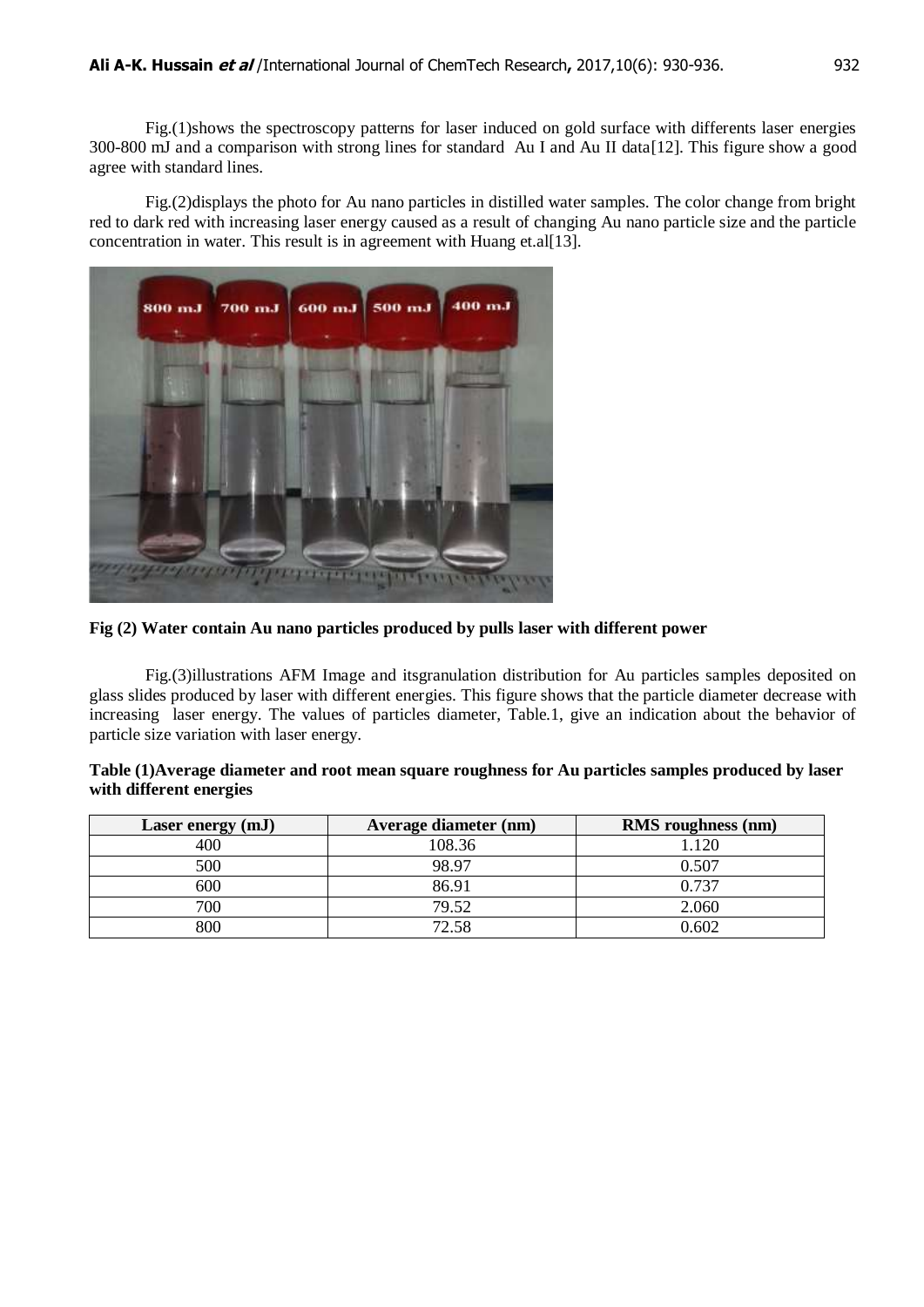Fig.(1)shows the spectroscopy patterns for laser induced on gold surface with differents laser energies 300-800 mJ and a comparison with strong lines for standard Au I and Au II data[12]. This figure show a good agree with standard lines.

Fig.(2)displays the photo for Au nano particles in distilled water samples. The color change from bright red to dark red with increasing laser energy caused as a result of changing Au nano particle size and the particle concentration in water. This result is in agreement with Huang et.al[13].

**Fig (2) Water contain Au nano particles produced by pulls laser with different power**

Fig.(3)illustrations AFM Image and itsgranulation distribution for Au particles samples deposited on glass slides produced by laser with different energies. This figure shows that the particle diameter decrease with increasing laser energy. The values of particles diameter, Table.1, give an indication about the behavior of particle size variation with laser energy.

**Table (1)Average diameter and root mean square roughness for Au particles samples produced by laser with different energies**

| Laser energy (mJ) | Average diameter (nm) | RMS roughness (nm) |
|---|---|---|
| 400 | 108.36 | 1.120 |
| 500 | 98.97 | 0.507 |
| 600 | 86.91 | 0.737 |
| 700 | 79.52 | 2.060 |
| 800 | 72.58 | 0.602 |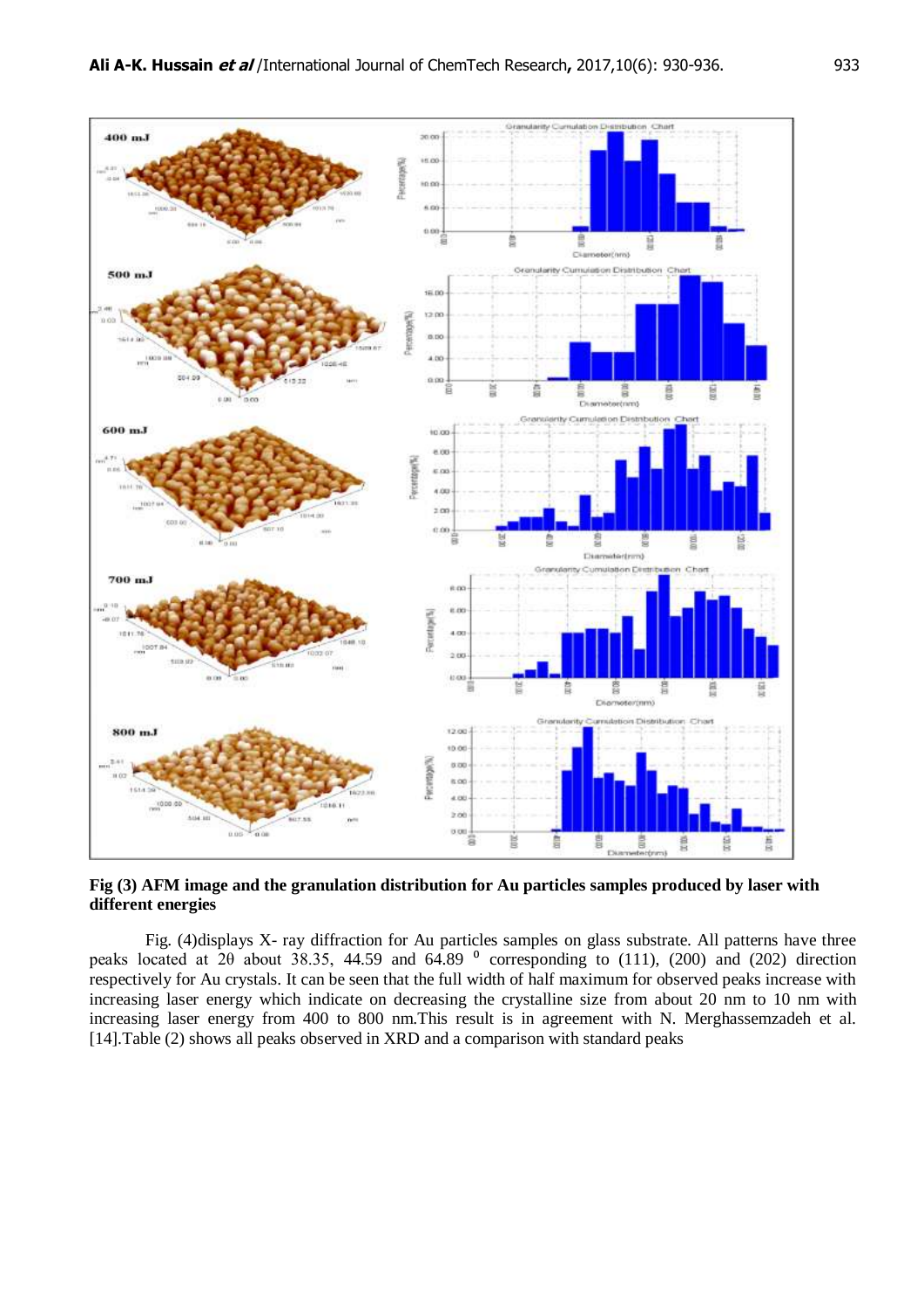**Fig (3) AFM image and the granulation distribution for Au particles samples produced by laser with different energies**

Fig. (4)displays X- ray diffraction for Au particles samples on glass substrate. All patterns have three peaks located at 2θ about 38.35, 44.59 and 64.89 $^{0}$ corresponding to (111), (200) and (202) direction respectively for Au crystals. It can be seen that the full width of half maximum for observed peaks increase with increasing laser energy which indicate on decreasing the crystalline size from about 20 nm to 10 nm with increasing laser energy from 400 to 800 nm.This result is in agreement with N. Merghassemzadeh et al. [14].Table (2) shows all peaks observed in XRD and a comparison with standard peaks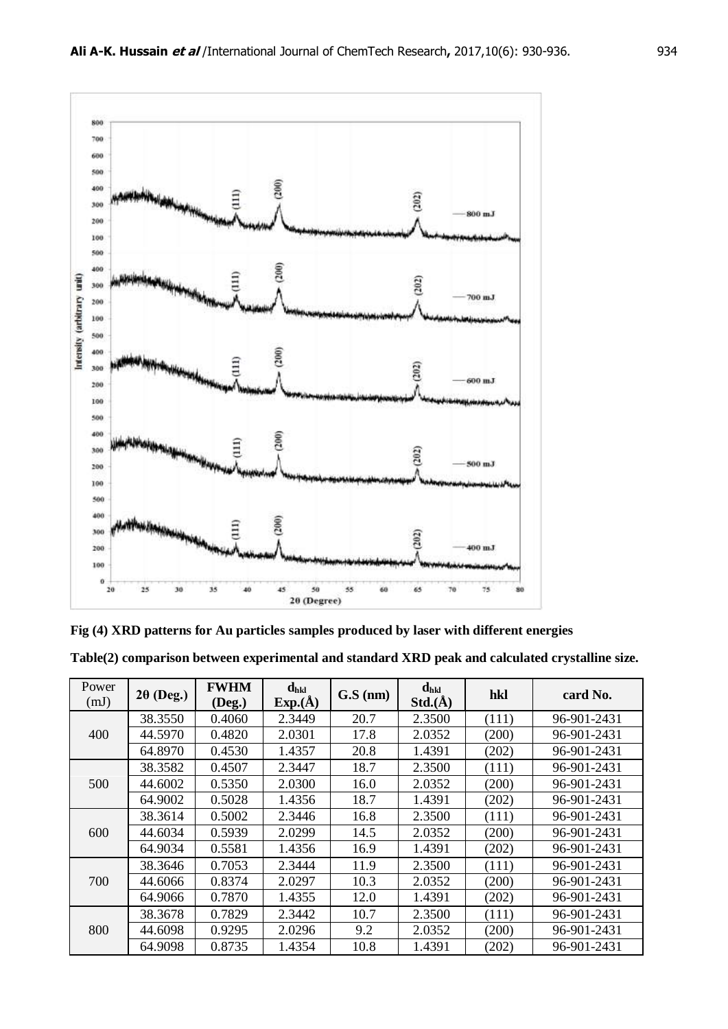**Fig (4) XRD patterns for Au particles samples produced by laser with different energies**

**Table(2) comparison between experimental and standard XRD peak and calculated crystalline size.**

| Power (mJ) | 2θ (Deg.) | FWHM (Deg.) | $d_{hkl}$ Exp.(Å) | G.S (nm) | $d_{hkl}$ Std.(Å) | hkl | card No. |
|---|---|---|---|---|---|---|---|
| 400 | 38.3550 | 0.4060 | 2.3449 | 20.7 | 2.3500 | (111) | 96-901-2431 |
| | 44.5970 | 0.4820 | 2.0301 | 17.8 | 2.0352 | (200) | 96-901-2431 |
| | 64.8970 | 0.4530 | 1.4357 | 20.8 | 1.4391 | (202) | 96-901-2431 |
| 500 | 38.3582 | 0.4507 | 2.3447 | 18.7 | 2.3500 | (111) | 96-901-2431 |
| | 44.6002 | 0.5350 | 2.0300 | 16.0 | 2.0352 | (200) | 96-901-2431 |
| | 64.9002 | 0.5028 | 1.4356 | 18.7 | 1.4391 | (202) | 96-901-2431 |
| 600 | 38.3614 | 0.5002 | 2.3446 | 16.8 | 2.3500 | (111) | 96-901-2431 |
| | 44.6034 | 0.5939 | 2.0299 | 14.5 | 2.0352 | (200) | 96-901-2431 |
| | 64.9034 | 0.5581 | 1.4356 | 16.9 | 1.4391 | (202) | 96-901-2431 |
| 700 | 38.3646 | 0.7053 | 2.3444 | 11.9 | 2.3500 | (111) | 96-901-2431 |
| | 44.6066 | 0.8374 | 2.0297 | 10.3 | 2.0352 | (200) | 96-901-2431 |
| | 64.9066 | 0.7870 | 1.4355 | 12.0 | 1.4391 | (202) | 96-901-2431 |
| 800 | 38.3678 | 0.7829 | 2.3442 | 10.7 | 2.3500 | (111) | 96-901-2431 |
| | 44.6098 | 0.9295 | 2.0296 | 9.2 | 2.0352 | (200) | 96-901-2431 |
| | 64.9098 | 0.8735 | 1.4354 | 10.8 | 1.4391 | (202) | 96-901-2431 |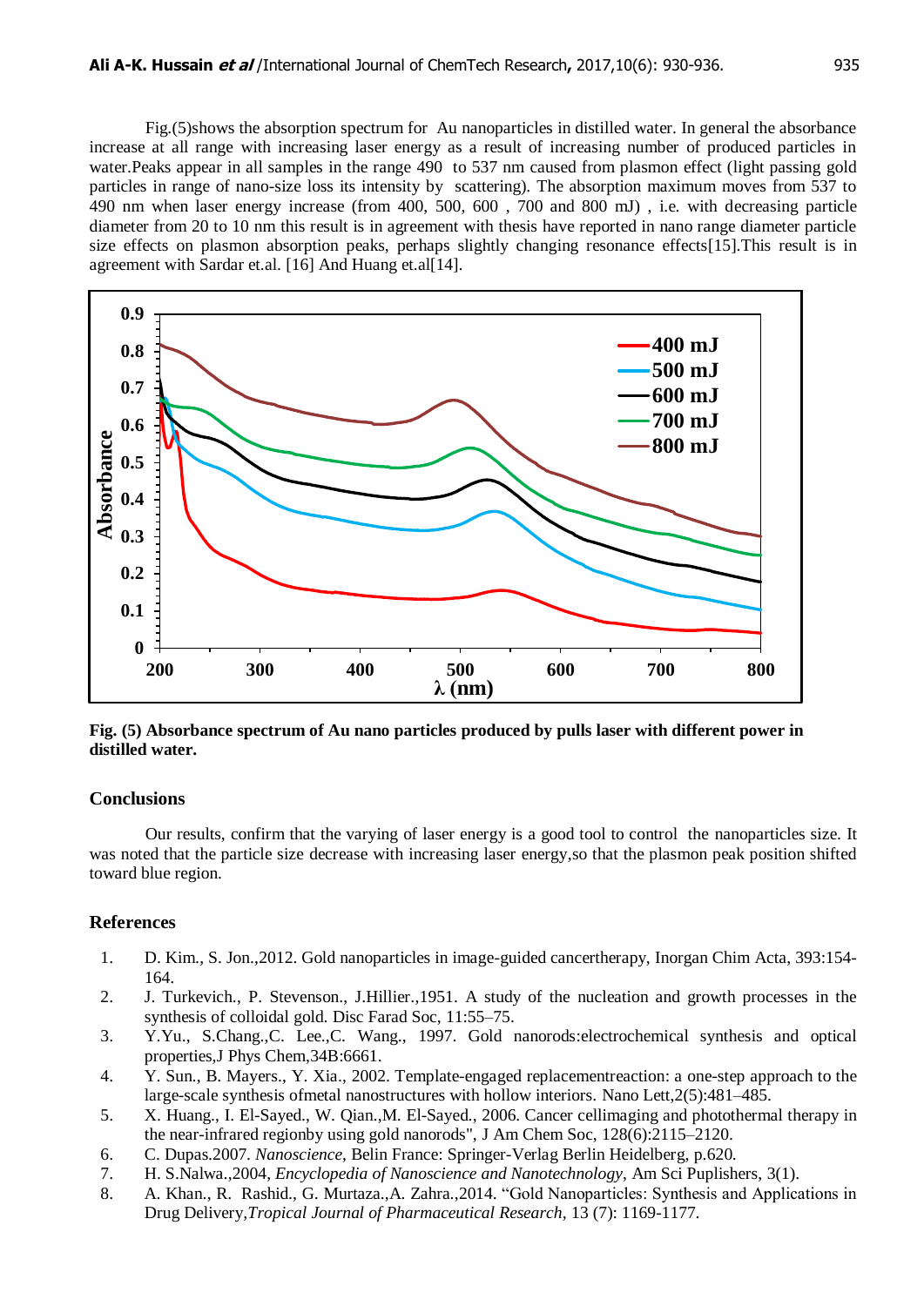Fig.(5)shows the absorption spectrum for Au nanoparticles in distilled water. In general the absorbance increase at all range with increasing laser energy as a result of increasing number of produced particles in water.Peaks appear in all samples in the range 490 to 537 nm caused from plasmon effect (light passing gold particles in range of nano-size loss its intensity by scattering). The absorption maximum moves from 537 to 490 nm when laser energy increase (from 400, 500, 600 , 700 and 800 mJ) , i.e. with decreasing particle diameter from 20 to 10 nm this result is in agreement with thesis have reported in nano range diameter particle size effects on plasmon absorption peaks, perhaps slightly changing resonance effects[15].This result is in agreement with Sardar et.al. [16] And Huang et.al[14].

**Fig. (5) Absorbance spectrum of Au nano particles produced by pulls laser with different power in distilled water.**

## Conclusions

Our results, confirm that the varying of laser energy is a good tool to control the nanoparticles size. It was noted that the particle size decrease with increasing laser energy,so that the plasmon peak position shifted toward blue region.

## References

1. D. Kim., S. Jon.,2012. Gold nanoparticles in image-guided cancertherapy, Inorgan Chim Acta, 393:154-164.
2. J. Turkevich., P. Stevenson., J.Hillier.,1951. A study of the nucleation and growth processes in the synthesis of colloidal gold. Disc Farad Soc, 11:55–75.
3. Y.Yu., S.Chang.,C. Lee.,C. Wang., 1997. Gold nanorods:electrochemical synthesis and optical properties,J Phys Chem,34B:6661.
4. Y. Sun., B. Mayers., Y. Xia., 2002. Template-engaged replacementreaction: a one-step approach to the large-scale synthesis ofmetal nanostructures with hollow interiors. Nano Lett,2(5):481–485.
5. X. Huang., I. El-Sayed., W. Qian.,M. El-Sayed., 2006. Cancer cellimaging and photothermal therapy in the near-infrared regionby using gold nanorods", J Am Chem Soc, 128(6):2115–2120.
6. C. Dupas.2007. *Nanoscience*, Belin France: Springer-Verlag Berlin Heidelberg, p.620.
7. H. S.Nalwa.,2004, *Encyclopedia of Nanoscience and Nanotechnology*, Am Sci Puplishers, 3(1).
8. A. Khan., R. Rashid., G. Murtaza.,A. Zahra.,2014. "Gold Nanoparticles: Synthesis and Applications in Drug Delivery,*Tropical Journal of Pharmaceutical Research*, 13 (7): 1169-1177.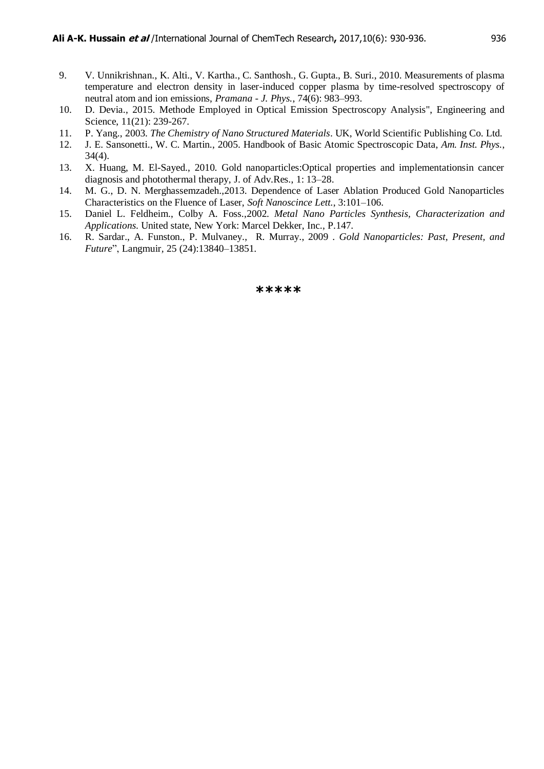9. V. Unnikrishnan., K. Alti., V. Kartha., C. Santhosh., G. Gupta., B. Suri., 2010. Measurements of plasma temperature and electron density in laser-induced copper plasma by time-resolved spectroscopy of neutral atom and ion emissions, *Pramana - J. Phys.*, 74(6): 983–993.
10. D. Devia., 2015. Methode Employed in Optical Emission Spectroscopy Analysis", Engineering and Science, 11(21): 239-267.
11. P. Yang., 2003. *The Chemistry of Nano Structured Materials*. UK, World Scientific Publishing Co. Ltd.
12. J. E. Sansonetti., W. C. Martin., 2005. Handbook of Basic Atomic Spectroscopic Data, *Am. Inst. Phys.*, 34(4).
13. X. Huang, M. El-Sayed., 2010. Gold nanoparticles:Optical properties and implementationsin cancer diagnosis and photothermal therapy, J. of Adv.Res., 1: 13–28.
14. M. G., D. N. Merghassemzadeh.,2013. Dependence of Laser Ablation Produced Gold Nanoparticles Characteristics on the Fluence of Laser, *Soft Nanoscince Lett.*, 3:101–106.
15. Daniel L. Feldheim., Colby A. Foss.,2002. *Metal Nano Particles Synthesis, Characterization and Applications.* United state, New York: Marcel Dekker, Inc., P.147.
16. R. Sardar., A. Funston., P. Mulvaney., R. Murray., 2009 . *Gold Nanoparticles: Past, Present, and Future*", Langmuir, 25 (24):13840–13851.

*****